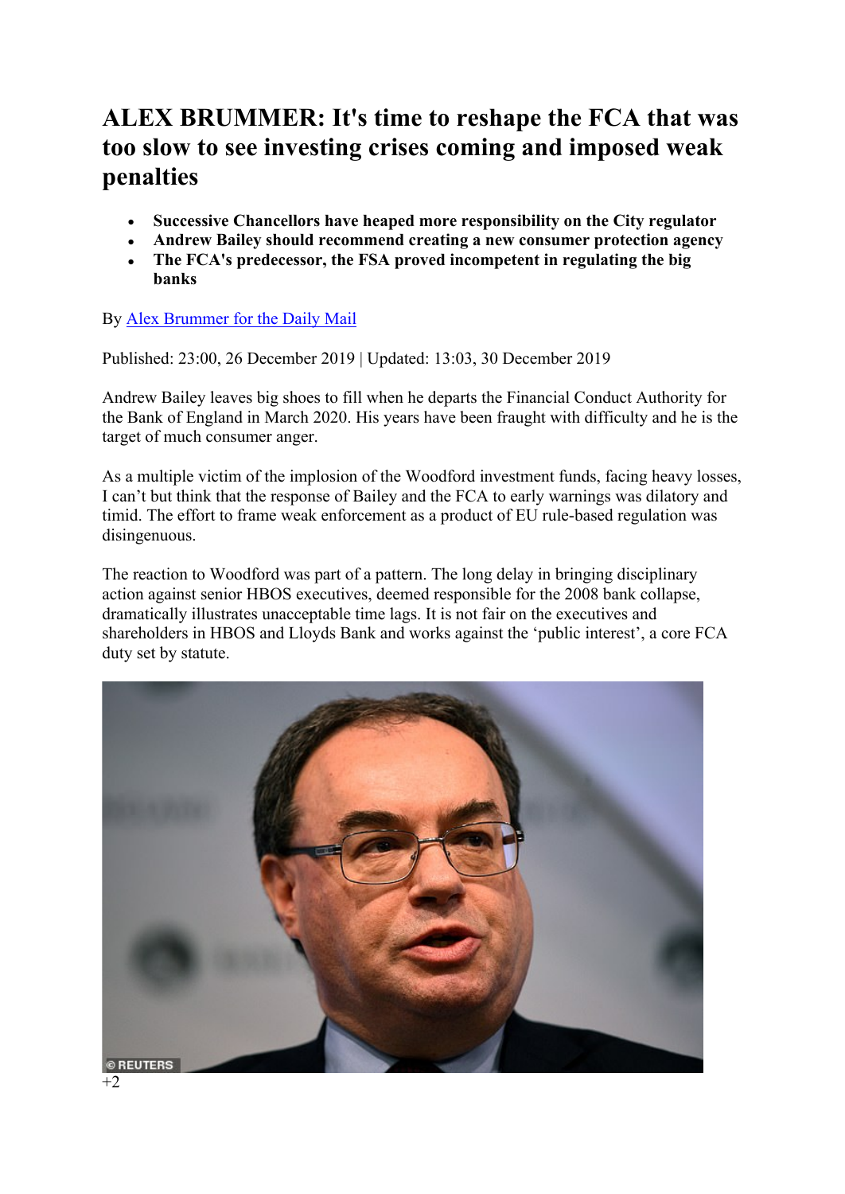# ALEX BRUMMER: It's time to reshape the FCA that was too slow to see investing crises coming and imposed weak penalties

- **Successive Chancellors have heaped more responsibility on the City regulator**
- **Andrew Bailey should recommend creating a new consumer protection agency**
- **The FCA's predecessor, the FSA proved incompetent in regulating the big banks**

By [Alex Brummer for the Daily Mail]

Published: 23:00, 26 December 2019 | Updated: 13:03, 30 December 2019

Andrew Bailey leaves big shoes to fill when he departs the Financial Conduct Authority for the Bank of England in March 2020. His years have been fraught with difficulty and he is the target of much consumer anger.

As a multiple victim of the implosion of the Woodford investment funds, facing heavy losses, I can't but think that the response of Bailey and the FCA to early warnings was dilatory and timid. The effort to frame weak enforcement as a product of EU rule-based regulation was disingenuous.

The reaction to Woodford was part of a pattern. The long delay in bringing disciplinary action against senior HBOS executives, deemed responsible for the 2008 bank collapse, dramatically illustrates unacceptable time lags. It is not fair on the executives and shareholders in HBOS and Lloyds Bank and works against the 'public interest', a core FCA duty set by statute.

© REUTERS

+2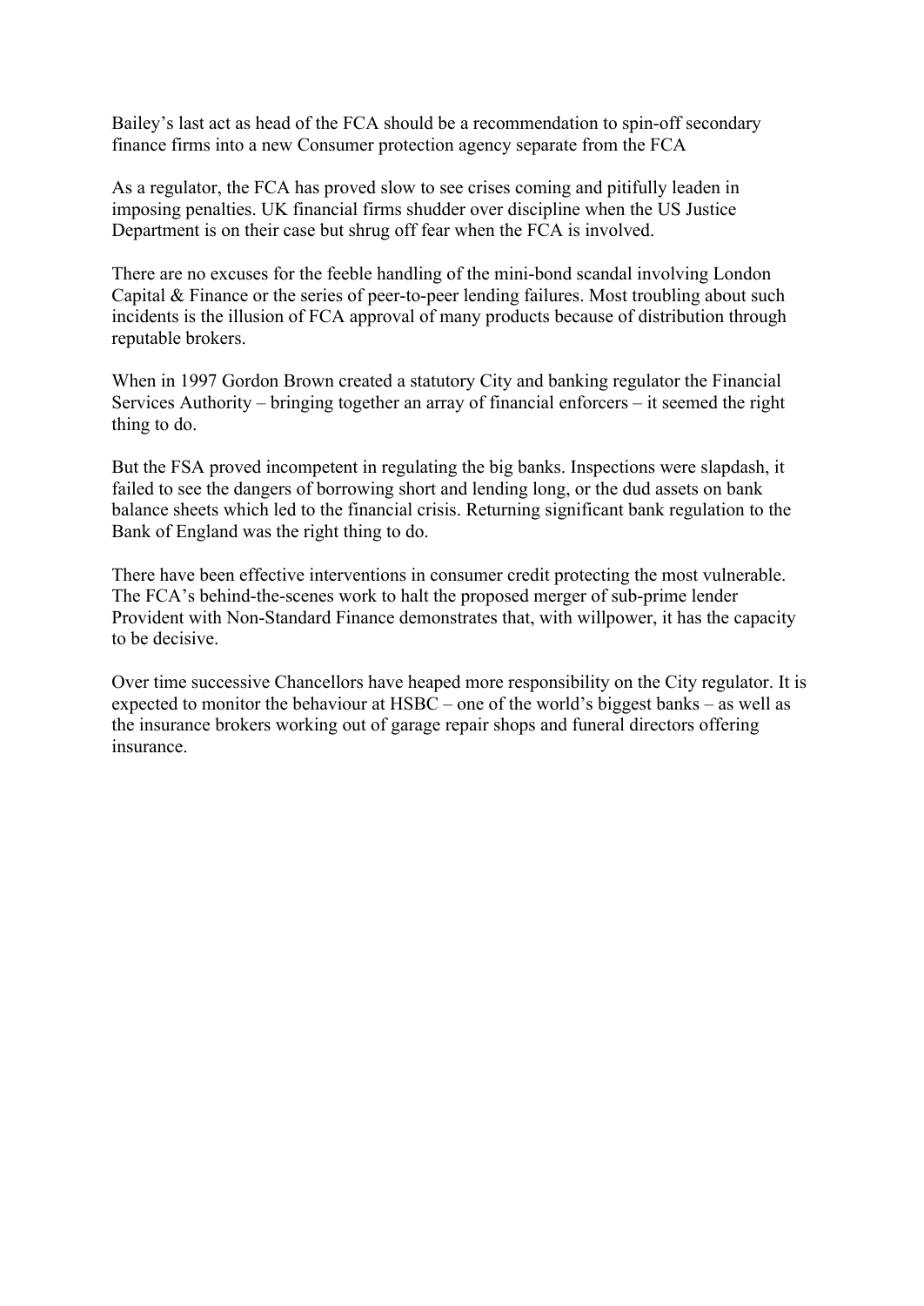Bailey's last act as head of the FCA should be a recommendation to spin-off secondary finance firms into a new Consumer protection agency separate from the FCA

As a regulator, the FCA has proved slow to see crises coming and pitifully leaden in imposing penalties. UK financial firms shudder over discipline when the US Justice Department is on their case but shrug off fear when the FCA is involved.

There are no excuses for the feeble handling of the mini-bond scandal involving London Capital & Finance or the series of peer-to-peer lending failures. Most troubling about such incidents is the illusion of FCA approval of many products because of distribution through reputable brokers.

When in 1997 Gordon Brown created a statutory City and banking regulator the Financial Services Authority – bringing together an array of financial enforcers – it seemed the right thing to do.

But the FSA proved incompetent in regulating the big banks. Inspections were slapdash, it failed to see the dangers of borrowing short and lending long, or the dud assets on bank balance sheets which led to the financial crisis. Returning significant bank regulation to the Bank of England was the right thing to do.

There have been effective interventions in consumer credit protecting the most vulnerable. The FCA's behind-the-scenes work to halt the proposed merger of sub-prime lender Provident with Non-Standard Finance demonstrates that, with willpower, it has the capacity to be decisive.

Over time successive Chancellors have heaped more responsibility on the City regulator. It is expected to monitor the behaviour at HSBC – one of the world's biggest banks – as well as the insurance brokers working out of garage repair shops and funeral directors offering insurance.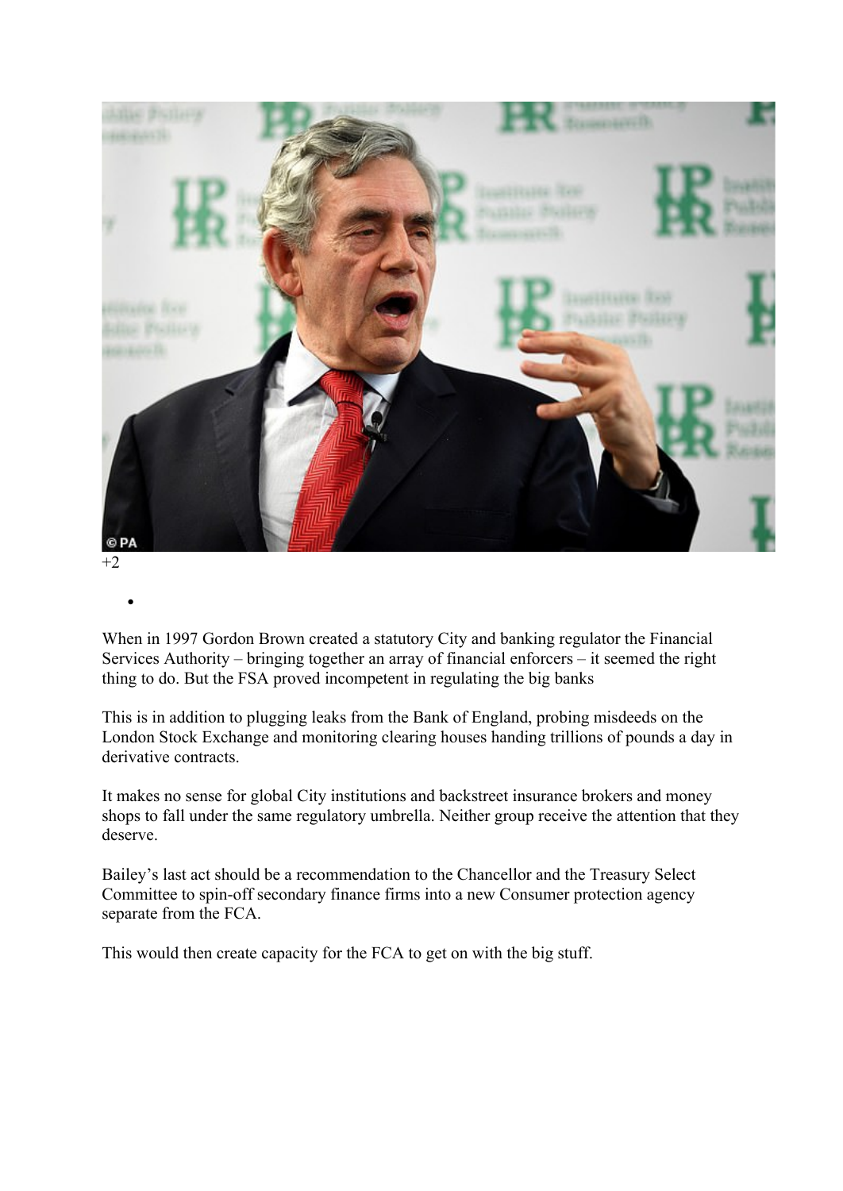© PA

+2

When in 1997 Gordon Brown created a statutory City and banking regulator the Financial Services Authority – bringing together an array of financial enforcers – it seemed the right thing to do. But the FSA proved incompetent in regulating the big banks

This is in addition to plugging leaks from the Bank of England, probing misdeeds on the London Stock Exchange and monitoring clearing houses handing trillions of pounds a day in derivative contracts.

It makes no sense for global City institutions and backstreet insurance brokers and money shops to fall under the same regulatory umbrella. Neither group receive the attention that they deserve.

Bailey's last act should be a recommendation to the Chancellor and the Treasury Select Committee to spin-off secondary finance firms into a new Consumer protection agency separate from the FCA.

This would then create capacity for the FCA to get on with the big stuff.